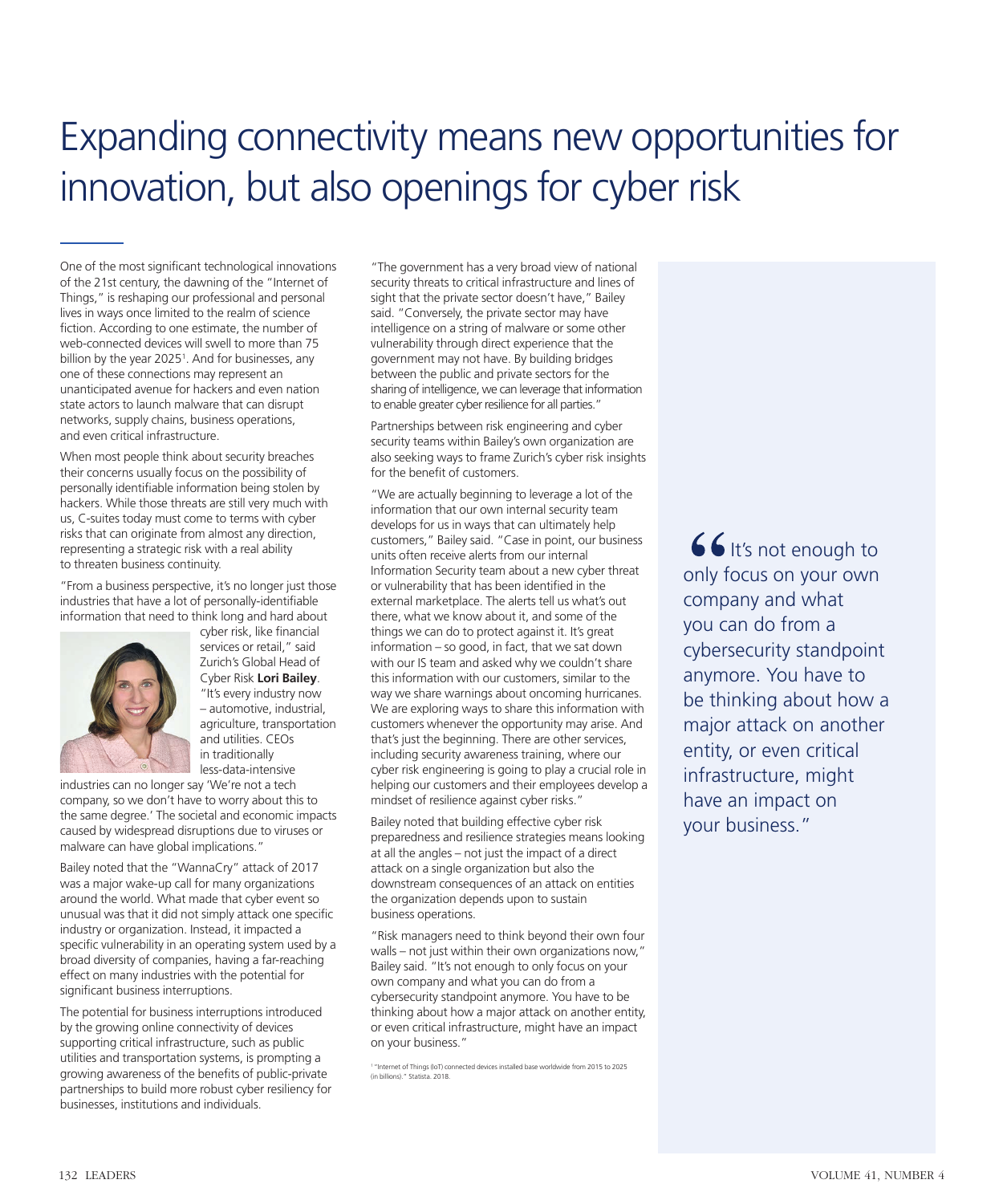# Expanding connectivity means new opportunities for innovation, but also openings for cyber risk

One of the most significant technological innovations of the 21st century, the dawning of the "Internet of Things," is reshaping our professional and personal lives in ways once limited to the realm of science fiction. According to one estimate, the number of web-connected devices will swell to more than 75 billion by the year 2025[1]. And for businesses, any one of these connections may represent an unanticipated avenue for hackers and even nation state actors to launch malware that can disrupt networks, supply chains, business operations, and even critical infrastructure.

When most people think about security breaches their concerns usually focus on the possibility of personally identifiable information being stolen by hackers. While those threats are still very much with us, C-suites today must come to terms with cyber risks that can originate from almost any direction, representing a strategic risk with a real ability to threaten business continuity.

"From a business perspective, it's no longer just those industries that have a lot of personally-identifiable information that need to think long and hard about cyber risk, like financial services or retail," said Zurich's Global Head of Cyber Risk **Lori Bailey**. "It's every industry now – automotive, industrial, agriculture, transportation and utilities. CEOs in traditionally less-data-intensive industries can no longer say 'We're not a tech company, so we don't have to worry about this to the same degree.' The societal and economic impacts caused by widespread disruptions due to viruses or malware can have global implications."

Bailey noted that the "WannaCry" attack of 2017 was a major wake-up call for many organizations around the world. What made that cyber event so unusual was that it did not simply attack one specific industry or organization. Instead, it impacted a specific vulnerability in an operating system used by a broad diversity of companies, having a far-reaching effect on many industries with the potential for significant business interruptions.

The potential for business interruptions introduced by the growing online connectivity of devices supporting critical infrastructure, such as public utilities and transportation systems, is prompting a growing awareness of the benefits of public-private partnerships to build more robust cyber resiliency for businesses, institutions and individuals.

"The government has a very broad view of national security threats to critical infrastructure and lines of sight that the private sector doesn't have," Bailey said. "Conversely, the private sector may have intelligence on a string of malware or some other vulnerability through direct experience that the government may not have. By building bridges between the public and private sectors for the sharing of intelligence, we can leverage that information to enable greater cyber resilience for all parties."

Partnerships between risk engineering and cyber security teams within Bailey's own organization are also seeking ways to frame Zurich's cyber risk insights for the benefit of customers.

"We are actually beginning to leverage a lot of the information that our own internal security team develops for us in ways that can ultimately help customers," Bailey said. "Case in point, our business units often receive alerts from our internal Information Security team about a new cyber threat or vulnerability that has been identified in the external marketplace. The alerts tell us what's out there, what we know about it, and some of the things we can do to protect against it. It's great information – so good, in fact, that we sat down with our IS team and asked why we couldn't share this information with our customers, similar to the way we share warnings about oncoming hurricanes. We are exploring ways to share this information with customers whenever the opportunity may arise. And that's just the beginning. There are other services, including security awareness training, where our cyber risk engineering is going to play a crucial role in helping our customers and their employees develop a mindset of resilience against cyber risks."

Bailey noted that building effective cyber risk preparedness and resilience strategies means looking at all the angles – not just the impact of a direct attack on a single organization but also the downstream consequences of an attack on entities the organization depends upon to sustain business operations.

"Risk managers need to think beyond their own four walls – not just within their own organizations now," Bailey said. "It's not enough to only focus on your own company and what you can do from a cybersecurity standpoint anymore. You have to be thinking about how a major attack on another entity, or even critical infrastructure, might have an impact on your business."

> "It's not enough to only focus on your own company and what you can do from a cybersecurity standpoint anymore. You have to be thinking about how a major attack on another entity, or even critical infrastructure, might have an impact on your business."

[1] "Internet of Things (IoT) connected devices installed base worldwide from 2015 to 2025 (in billions)." Statista. 2018.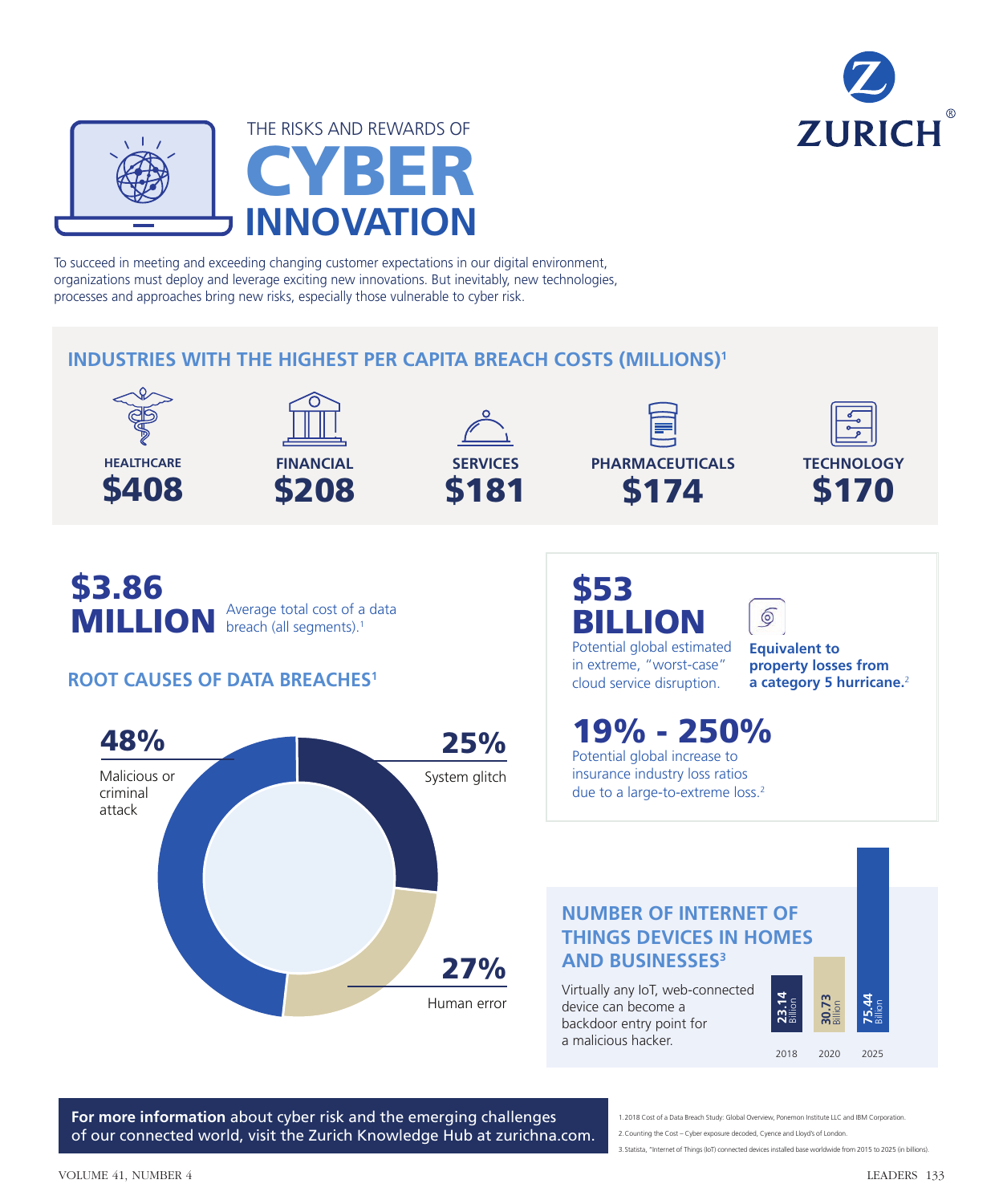THE RISKS AND REWARDS OF

# CYBER INNOVATION

ZURICH®

To succeed in meeting and exceeding changing customer expectations in our digital environment, organizations must deploy and leverage exciting new innovations. But inevitably, new technologies, processes and approaches bring new risks, especially those vulnerable to cyber risk.

## INDUSTRIES WITH THE HIGHEST PER CAPITA BREACH COSTS (MILLIONS)[1]

| HEALTHCARE | FINANCIAL | SERVICES | PHARMACEUTICALS | TECHNOLOGY |
|---|---|---|---|---|
| $408 | $208 | $181 | $174 | $170 |

**$3.86 MILLION** Average total cost of a data breach (all segments).[1]

## ROOT CAUSES OF DATA BREACHES[1]

- **48%** Malicious or criminal attack
- **25%** System glitch
- **27%** Human error

**$53 BILLION** Potential global estimated in extreme, "worst-case" cloud service disruption.

**Equivalent to property losses from a category 5 hurricane.**[2]

**19% - 250%** Potential global increase to insurance industry loss ratios due to a large-to-extreme loss.[2]

## NUMBER OF INTERNET OF THINGS DEVICES IN HOMES AND BUSINESSES[3]

Virtually any IoT, web-connected device can become a backdoor entry point for a malicious hacker.

| Year | Devices |
|---|---|
| 2018 | 23.14 Billion |
| 2020 | 30.73 Billion |
| 2025 | 75.44 Billion |

**For more information** about cyber risk and the emerging challenges of our connected world, visit the Zurich Knowledge Hub at zurichna.com.

1. 2018 Cost of a Data Breach Study: Global Overview, Ponemon Institute LLC and IBM Corporation.
2. Counting the Cost – Cyber exposure decoded, Cyence and Lloyd's of London.
3. Statista, "Internet of Things (IoT) connected devices installed base worldwide from 2015 to 2025 (in billions).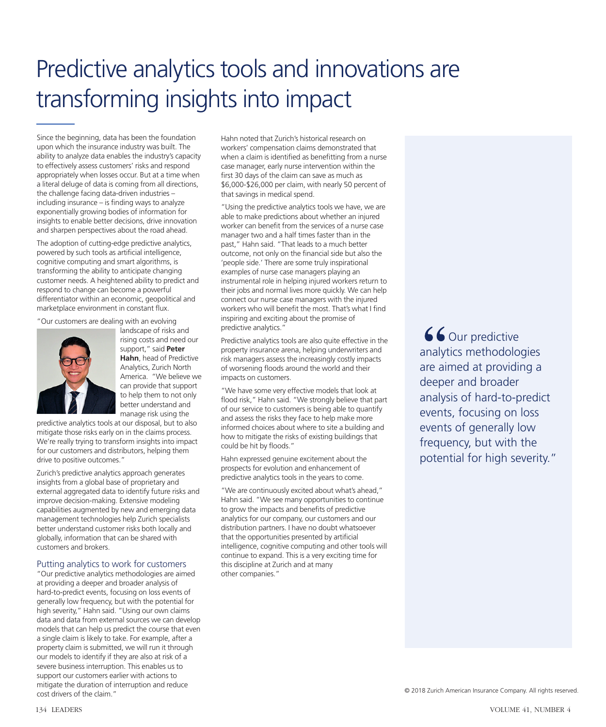# Predictive analytics tools and innovations are transforming insights into impact

Since the beginning, data has been the foundation upon which the insurance industry was built. The ability to analyze data enables the industry's capacity to effectively assess customers' risks and respond appropriately when losses occur. But at a time when a literal deluge of data is coming from all directions, the challenge facing data-driven industries – including insurance – is finding ways to analyze exponentially growing bodies of information for insights to enable better decisions, drive innovation and sharpen perspectives about the road ahead.

The adoption of cutting-edge predictive analytics, powered by such tools as artificial intelligence, cognitive computing and smart algorithms, is transforming the ability to anticipate changing customer needs. A heightened ability to predict and respond to change can become a powerful differentiator within an economic, geopolitical and marketplace environment in constant flux.

"Our customers are dealing with an evolving landscape of risks and rising costs and need our support," said **Peter Hahn**, head of Predictive Analytics, Zurich North America. "We believe we can provide that support to help them to not only better understand and manage risk using the predictive analytics tools at our disposal, but to also mitigate those risks early on in the claims process. We're really trying to transform insights into impact for our customers and distributors, helping them drive to positive outcomes."

Zurich's predictive analytics approach generates insights from a global base of proprietary and external aggregated data to identify future risks and improve decision-making. Extensive modeling capabilities augmented by new and emerging data management technologies help Zurich specialists better understand customer risks both locally and globally, information that can be shared with customers and brokers.

## Putting analytics to work for customers

"Our predictive analytics methodologies are aimed at providing a deeper and broader analysis of hard-to-predict events, focusing on loss events of generally low frequency, but with the potential for high severity," Hahn said. "Using our own claims data and data from external sources we can develop models that can help us predict the course that even a single claim is likely to take. For example, after a property claim is submitted, we will run it through our models to identify if they are also at risk of a severe business interruption. This enables us to support our customers earlier with actions to mitigate the duration of interruption and reduce cost drivers of the claim."

Hahn noted that Zurich's historical research on workers' compensation claims demonstrated that when a claim is identified as benefitting from a nurse case manager, early nurse intervention within the first 30 days of the claim can save as much as \$6,000-\$26,000 per claim, with nearly 50 percent of that savings in medical spend.

"Using the predictive analytics tools we have, we are able to make predictions about whether an injured worker can benefit from the services of a nurse case manager two and a half times faster than in the past," Hahn said. "That leads to a much better outcome, not only on the financial side but also the 'people side.' There are some truly inspirational examples of nurse case managers playing an instrumental role in helping injured workers return to their jobs and normal lives more quickly. We can help connect our nurse case managers with the injured workers who will benefit the most. That's what I find inspiring and exciting about the promise of predictive analytics."

Predictive analytics tools are also quite effective in the property insurance arena, helping underwriters and risk managers assess the increasingly costly impacts of worsening floods around the world and their impacts on customers.

"We have some very effective models that look at flood risk," Hahn said. "We strongly believe that part of our service to customers is being able to quantify and assess the risks they face to help make more informed choices about where to site a building and how to mitigate the risks of existing buildings that could be hit by floods."

Hahn expressed genuine excitement about the prospects for evolution and enhancement of predictive analytics tools in the years to come.

"We are continuously excited about what's ahead," Hahn said. "We see many opportunities to continue to grow the impacts and benefits of predictive analytics for our company, our customers and our distribution partners. I have no doubt whatsoever that the opportunities presented by artificial intelligence, cognitive computing and other tools will continue to expand. This is a very exciting time for this discipline at Zurich and at many other companies."

> "Our predictive analytics methodologies are aimed at providing a deeper and broader analysis of hard-to-predict events, focusing on loss events of generally low frequency, but with the potential for high severity."

© 2018 Zurich American Insurance Company. All rights reserved.